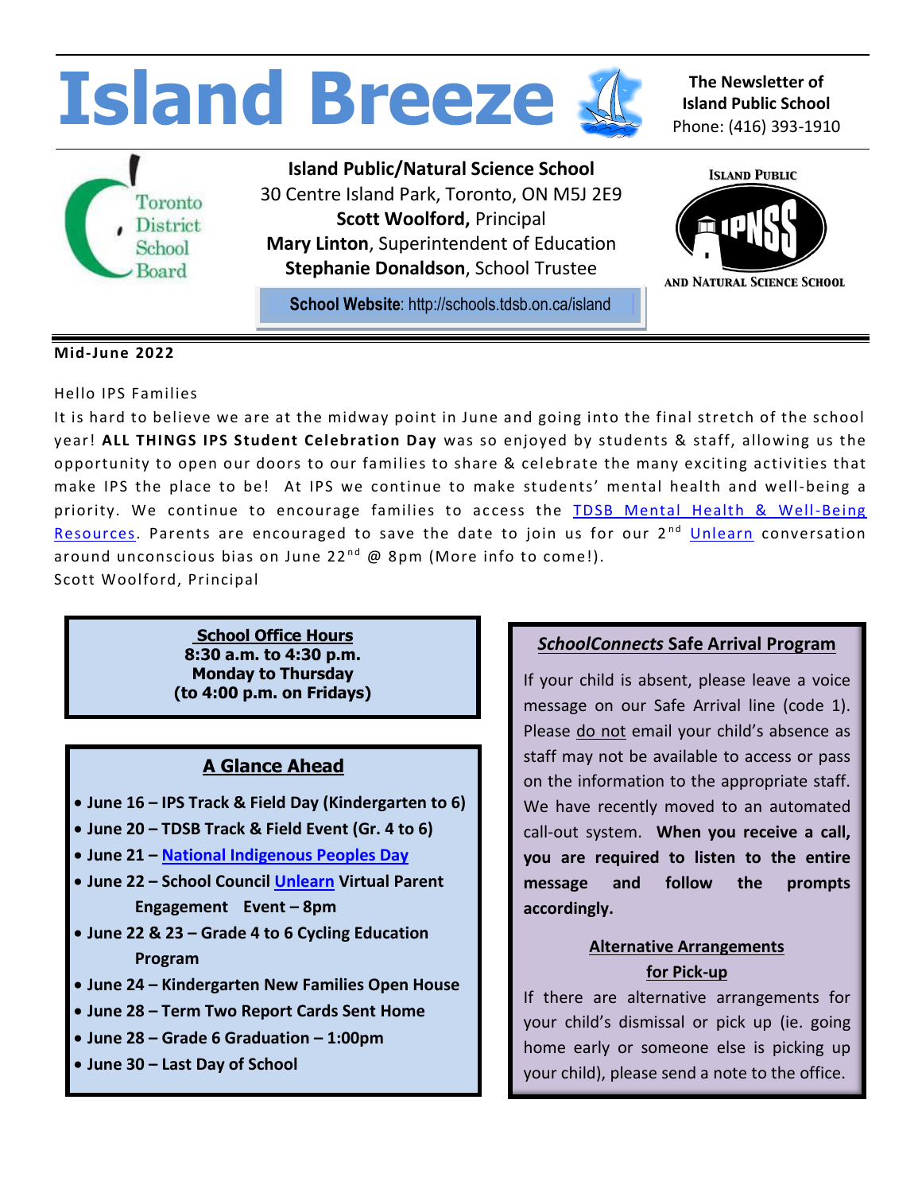# Island Breeze

**The Newsletter of Island Public School**
Phone: (416) 393-1910

**Island Public/Natural Science School**
30 Centre Island Park, Toronto, ON M5J 2E9
**Scott Woolford,** Principal
**Mary Linton**, Superintendent of Education
**Stephanie Donaldson**, School Trustee

**School Website**: http://schools.tdsb.on.ca/island

**Mid-June 2022**

Hello IPS Families

It is hard to believe we are at the midway point in June and going into the final stretch of the school year! **ALL THINGS IPS Student Celebration Day** was so enjoyed by students & staff, allowing us the opportunity to open our doors to our families to share & celebrate the many exciting activities that make IPS the place to be! At IPS we continue to make students' mental health and well-being a priority. We continue to encourage families to access the TDSB Mental Health & Well-Being Resources. Parents are encouraged to save the date to join us for our 2nd Unlearn conversation around unconscious bias on June 22nd @ 8pm (More info to come!).

Scott Woolford, Principal

**School Office Hours**
**8:30 a.m. to 4:30 p.m.**
**Monday to Thursday**
**(to 4:00 p.m. on Fridays)**

## A Glance Ahead

- **June 16 – IPS Track & Field Day (Kindergarten to 6)**
- **June 20 – TDSB Track & Field Event (Gr. 4 to 6)**
- **June 21 – National Indigenous Peoples Day**
- **June 22 – School Council Unlearn Virtual Parent Engagement Event – 8pm**
- **June 22 & 23 – Grade 4 to 6 Cycling Education Program**
- **June 24 – Kindergarten New Families Open House**
- **June 28 – Term Two Report Cards Sent Home**
- **June 28 – Grade 6 Graduation – 1:00pm**
- **June 30 – Last Day of School**

## *SchoolConnects* Safe Arrival Program

If your child is absent, please leave a voice message on our Safe Arrival line (code 1). Please do not email your child's absence as staff may not be available to access or pass on the information to the appropriate staff. We have recently moved to an automated call-out system. **When you receive a call, you are required to listen to the entire message and follow the prompts accordingly.**

### Alternative Arrangements for Pick-up

If there are alternative arrangements for your child's dismissal or pick up (ie. going home early or someone else is picking up your child), please send a note to the office.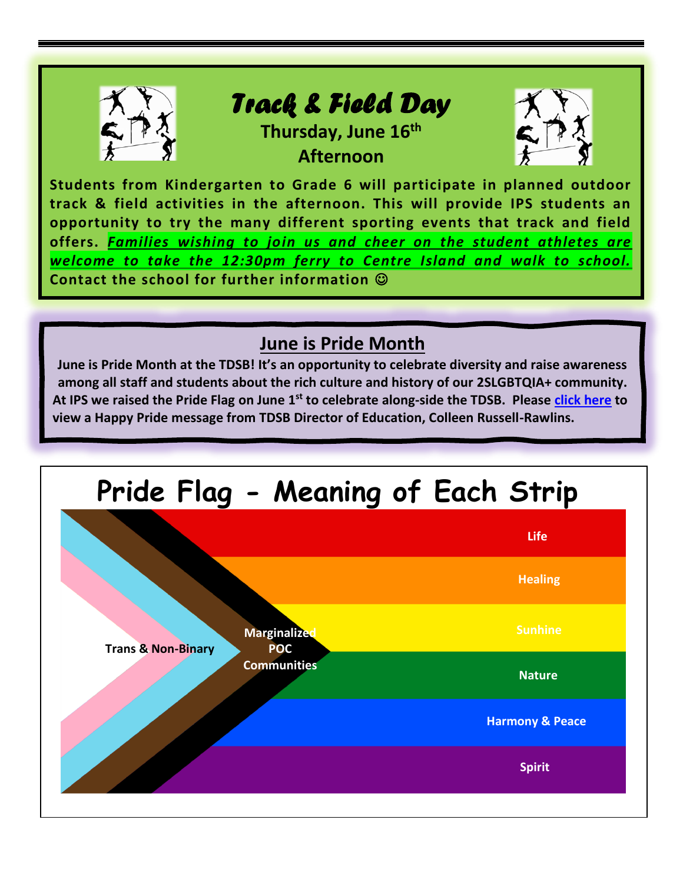## Track & Field Day

**Thursday, June 16th**

**Afternoon**

**Students from Kindergarten to Grade 6 will participate in planned outdoor track & field activities in the afternoon. This will provide IPS students an opportunity to try the many different sporting events that track and field offers. *Families wishing to join us and cheer on the student athletes are welcome to take the 12:30pm ferry to Centre Island and walk to school.* Contact the school for further information ☺**

## June is Pride Month

**June is Pride Month at the TDSB! It's an opportunity to celebrate diversity and raise awareness among all staff and students about the rich culture and history of our 2SLGBTQIA+ community. At IPS we raised the Pride Flag on June 1st to celebrate along-side the TDSB. Please click here to view a Happy Pride message from TDSB Director of Education, Colleen Russell-Rawlins.**

## Pride Flag - Meaning of Each Strip

- **Trans & Non-Binary**
- **Marginalized POC Communities**
- **Life**
- **Healing**
- **Sunhine**
- **Nature**
- **Harmony & Peace**
- **Spirit**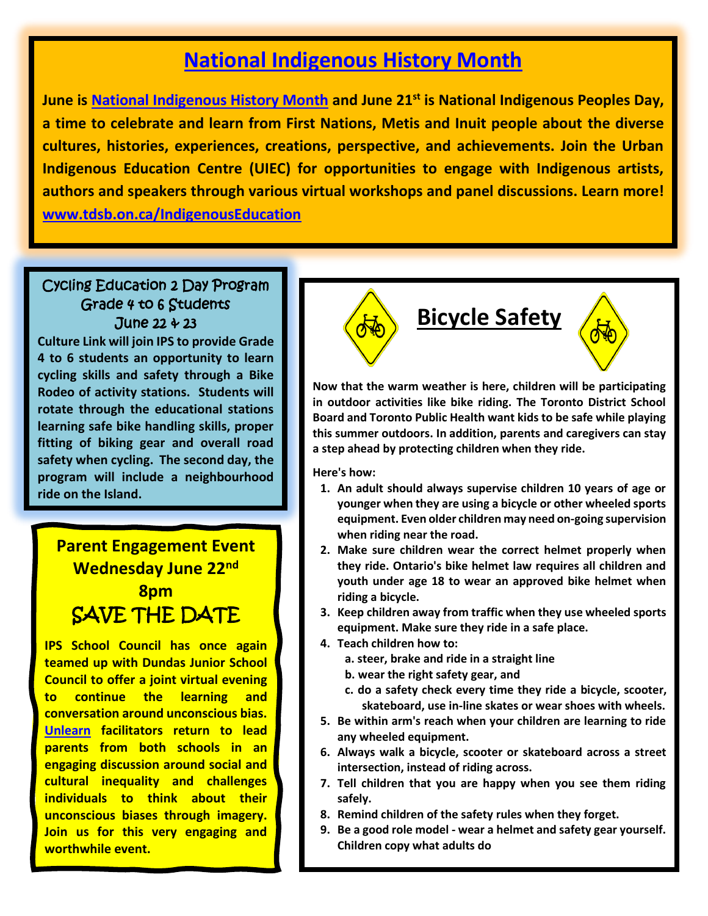# National Indigenous History Month

**June is National Indigenous History Month and June 21st is National Indigenous Peoples Day, a time to celebrate and learn from First Nations, Metis and Inuit people about the diverse cultures, histories, experiences, creations, perspective, and achievements. Join the Urban Indigenous Education Centre (UIEC) for opportunities to engage with Indigenous artists, authors and speakers through various virtual workshops and panel discussions. Learn more! www.tdsb.on.ca/IndigenousEducation**

## Cycling Education 2 Day Program Grade 4 to 6 Students June 22 & 23

**Culture Link will join IPS to provide Grade 4 to 6 students an opportunity to learn cycling skills and safety through a Bike Rodeo of activity stations. Students will rotate through the educational stations learning safe bike handling skills, proper fitting of biking gear and overall road safety when cycling. The second day, the program will include a neighbourhood ride on the Island.**

## Parent Engagement Event Wednesday June 22nd 8pm

## SAVE THE DATE

**IPS School Council has once again teamed up with Dundas Junior School Council to offer a joint virtual evening to continue the learning and conversation around unconscious bias. Unlearn facilitators return to lead parents from both schools in an engaging discussion around social and cultural inequality and challenges individuals to think about their unconscious biases through imagery. Join us for this very engaging and worthwhile event.**

## Bicycle Safety

**Now that the warm weather is here, children will be participating in outdoor activities like bike riding. The Toronto District School Board and Toronto Public Health want kids to be safe while playing this summer outdoors. In addition, parents and caregivers can stay a step ahead by protecting children when they ride.**

**Here's how:**

1. **An adult should always supervise children 10 years of age or younger when they are using a bicycle or other wheeled sports equipment. Even older children may need on-going supervision when riding near the road.**
2. **Make sure children wear the correct helmet properly when they ride. Ontario's bike helmet law requires all children and youth under age 18 to wear an approved bike helmet when riding a bicycle.**
3. **Keep children away from traffic when they use wheeled sports equipment. Make sure they ride in a safe place.**
4. **Teach children how to:**
   - a. **steer, brake and ride in a straight line**
   - b. **wear the right safety gear, and**
   - c. **do a safety check every time they ride a bicycle, scooter, skateboard, use in-line skates or wear shoes with wheels.**
5. **Be within arm's reach when your children are learning to ride any wheeled equipment.**
6. **Always walk a bicycle, scooter or skateboard across a street intersection, instead of riding across.**
7. **Tell children that you are happy when you see them riding safely.**
8. **Remind children of the safety rules when they forget.**
9. **Be a good role model - wear a helmet and safety gear yourself. Children copy what adults do**